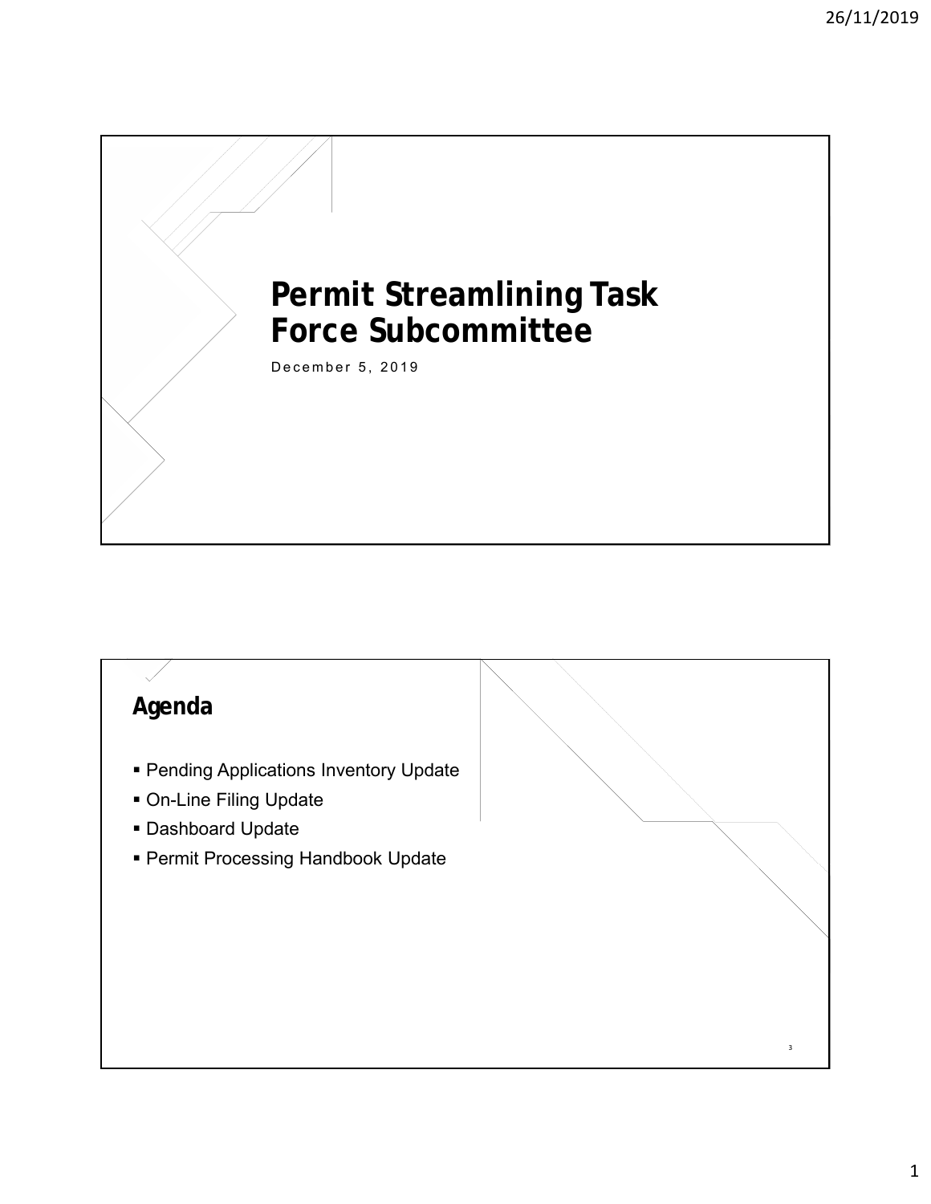# Permit Streamlining Task Force Subcommittee

December 5, 2019

## Agenda

- Pending Applications Inventory Update
- On-Line Filing Update
- Dashboard Update
- Permit Processing Handbook Update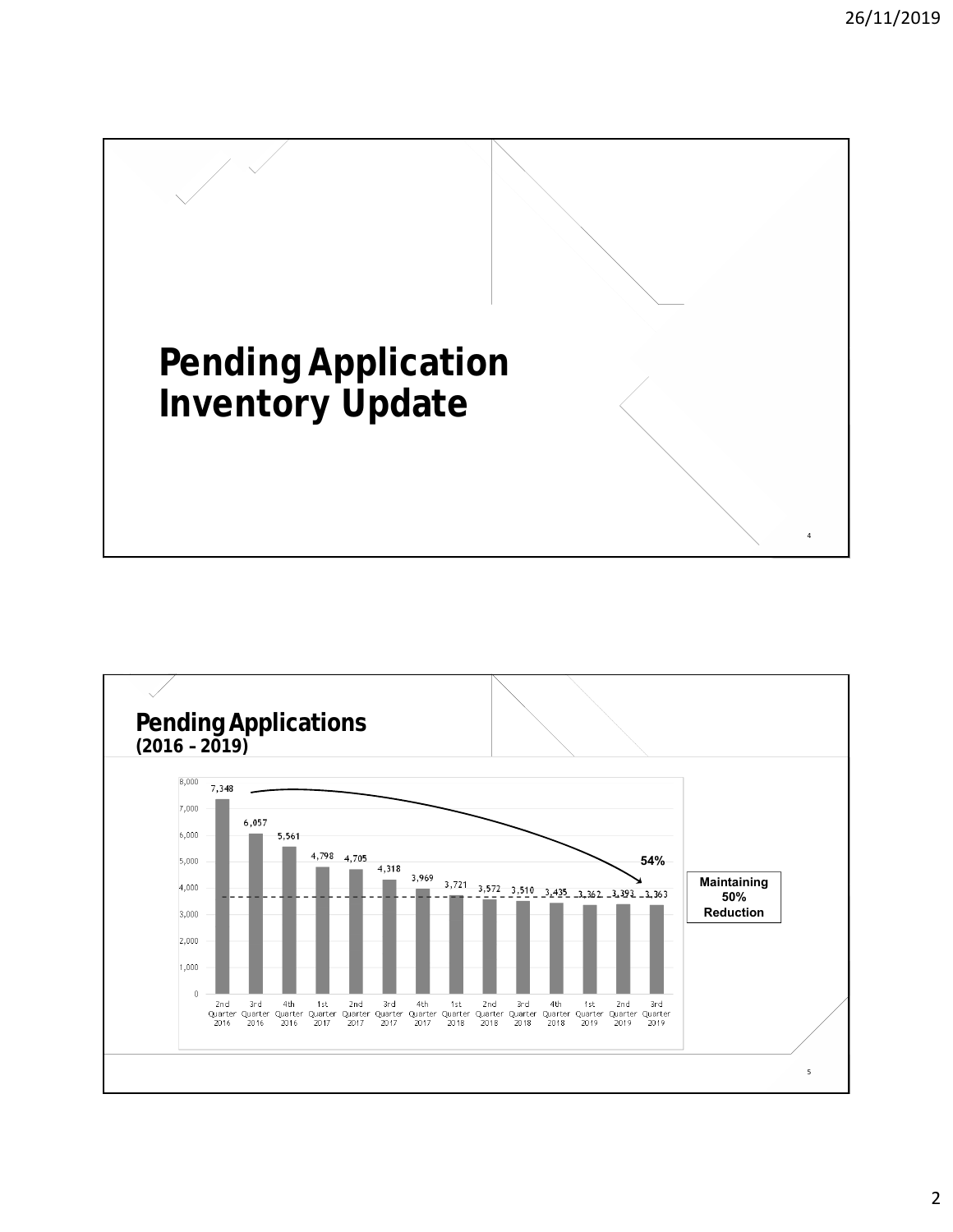# Pending Application Inventory Update

## Pending Applications
**(2016 – 2019)**

| Quarter | Pending Applications |
|---|---|
| 2nd Quarter 2016 | 7,348 |
| 3rd Quarter 2016 | 6,057 |
| 4th Quarter 2016 | 5,561 |
| 1st Quarter 2017 | 4,798 |
| 2nd Quarter 2017 | 4,705 |
| 3rd Quarter 2017 | 4,318 |
| 4th Quarter 2017 | 3,969 |
| 1st Quarter 2018 | 3,721 |
| 2nd Quarter 2018 | 3,572 |
| 3rd Quarter 2018 | 3,510 |
| 4th Quarter 2018 | 3,435 |
| 1st Quarter 2019 | 3,362 |
| 2nd Quarter 2019 | 3,393 |
| 3rd Quarter 2019 | 3,363 |

**54%**

**Maintaining 50% Reduction**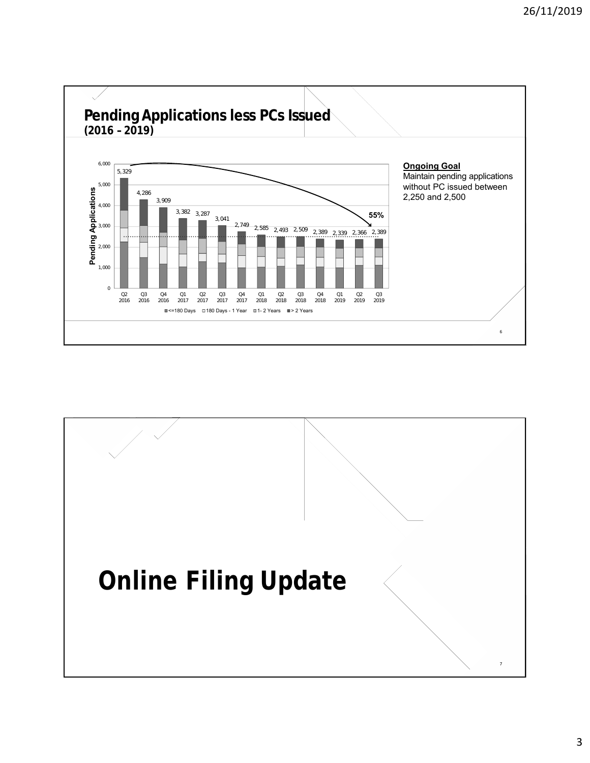## Pending Applications less PCs Issued
**(2016 – 2019)**

| Quarter | Pending Applications |
|---|---|
| Q2 2016 | 5,329 |
| Q3 2016 | 4,286 |
| Q4 2016 | 3,909 |
| Q1 2017 | 3,382 |
| Q2 2017 | 3,287 |
| Q3 2017 | 3,041 |
| Q4 2017 | 2,749 |
| Q1 2018 | 2,585 |
| Q2 2018 | 2,493 |
| Q3 2018 | 2,509 |
| Q4 2018 | 2,389 |
| Q1 2019 | 2,339 |
| Q2 2019 | 2,366 |
| Q3 2019 | 2,389 |

Legend: <=180 Days, 180 Days - 1 Year, 1- 2 Years, > 2 Years

55%

**Ongoing Goal**
Maintain pending applications without PC issued between 2,250 and 2,500

# Online Filing Update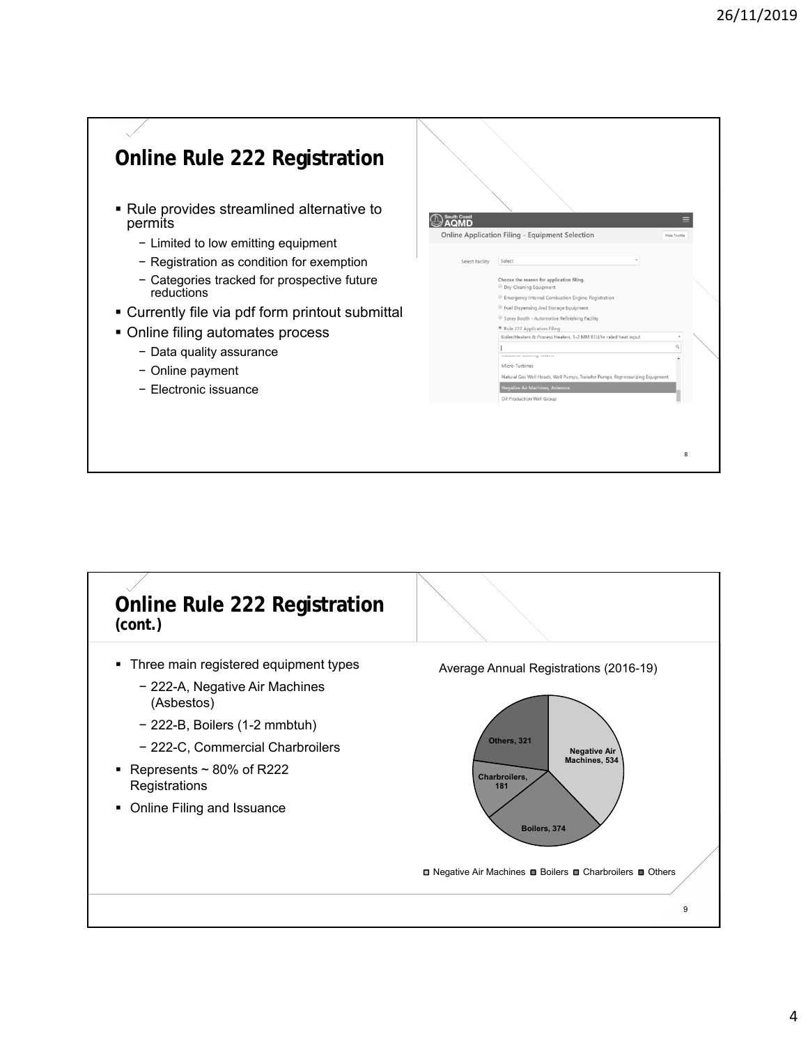## Online Rule 222 Registration

- Rule provides streamlined alternative to permits
  - Limited to low emitting equipment
  - Registration as condition for exemption
  - Categories tracked for prospective future reductions
- Currently file via pdf form printout submittal
- Online filing automates process
  - Data quality assurance
  - Online payment
  - Electronic issuance

## Online Rule 222 Registration (cont.)

- Three main registered equipment types
  - 222-A, Negative Air Machines (Asbestos)
  - 222-B, Boilers (1-2 mmbtuh)
  - 222-C, Commercial Charbroilers
- Represents ~ 80% of R222 Registrations
- Online Filing and Issuance

Average Annual Registrations (2016-19)

| Equipment Type | Average Annual Registrations |
|---|---|
| Negative Air Machines | 534 |
| Boilers | 374 |
| Charbroilers | 181 |
| Others | 321 |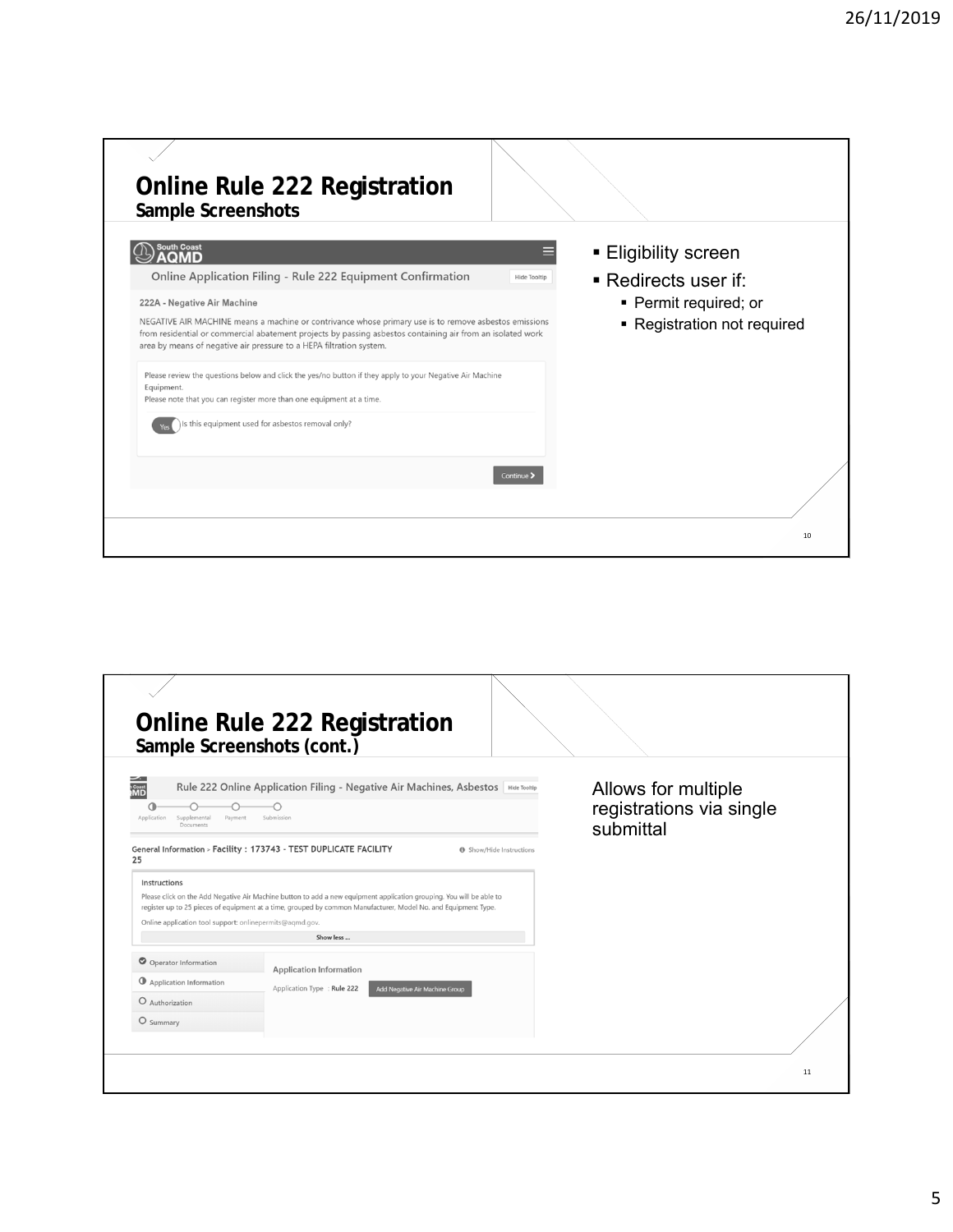## Online Rule 222 Registration

### Sample Screenshots

South Coast AQMD

Online Application Filing - Rule 222 Equipment Confirmation

Hide Tooltip

222A - Negative Air Machine

NEGATIVE AIR MACHINE means a machine or contrivance whose primary use is to remove asbestos emissions from residential or commercial abatement projects by passing asbestos containing air from an isolated work area by means of negative air pressure to a HEPA filtration system.

Please review the questions below and click the yes/no button if they apply to your Negative Air Machine Equipment.
Please note that you can register more than one equipment at a time.

Yes — Is this equipment used for asbestos removal only?

Continue

- Eligibility screen
- Redirects user if:
  - Permit required; or
  - Registration not required

## Online Rule 222 Registration

### Sample Screenshots (cont.)

Rule 222 Online Application Filing - Negative Air Machines, Asbestos

Hide Tooltip

Application — Supplemental Documents — Payment — Submission

General Information > Facility : 173743 - TEST DUPLICATE FACILITY 25

Show/Hide Instructions

Instructions

Please click on the Add Negative Air Machine button to add a new equipment application grouping. You will be able to register up to 25 pieces of equipment at a time, grouped by common Manufacturer, Model No. and Equipment Type.

Online application tool support: onlinepermits@aqmd.gov.

Show less ...

- Operator Information
- Application Information
- Authorization
- Summary

Application Information

Application Type : Rule 222 — Add Negative Air Machine Group

Allows for multiple registrations via single submittal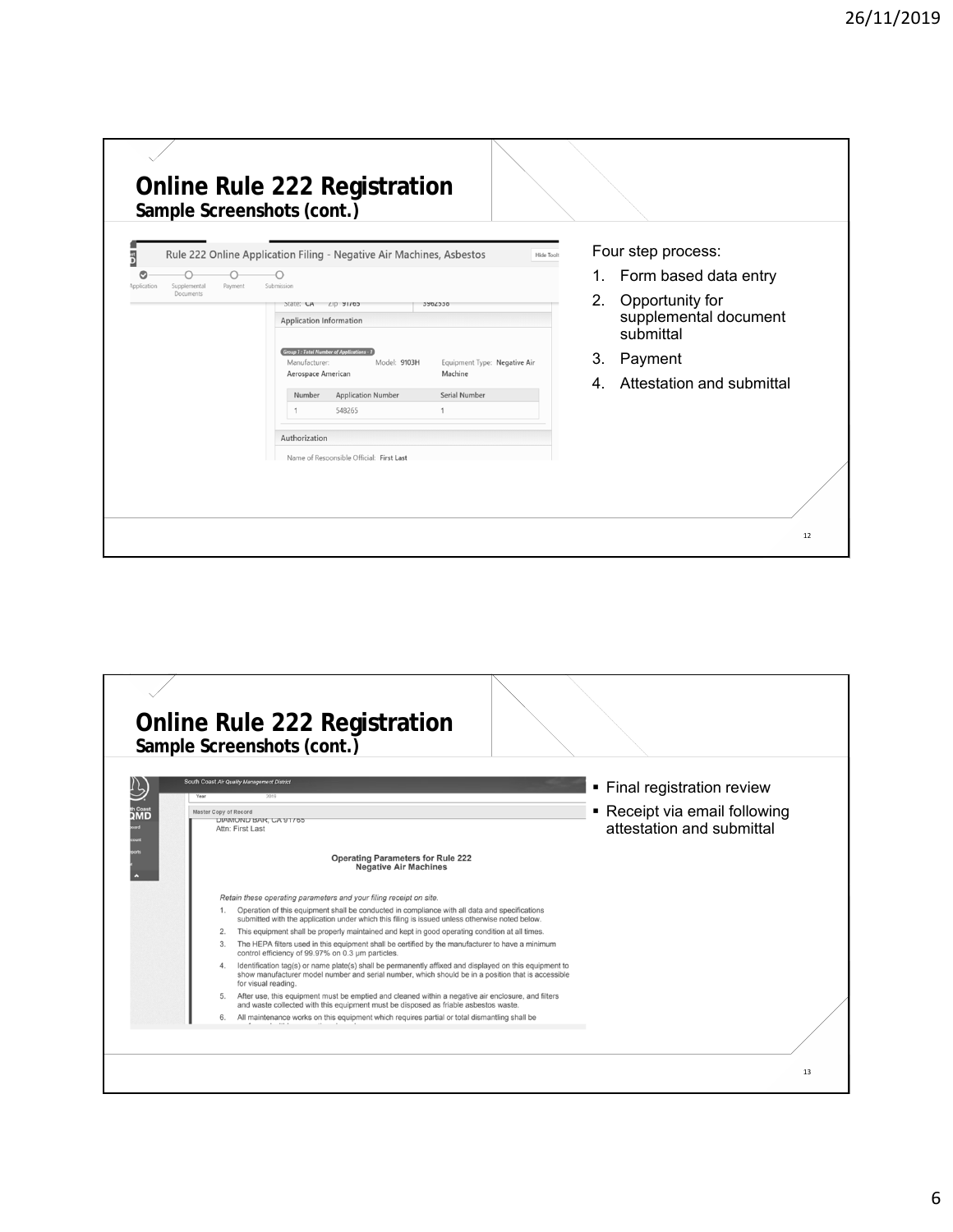## Online Rule 222 Registration
### Sample Screenshots (cont.)

Rule 222 Online Application Filing - Negative Air Machines, Asbestos

Application — Supplemental Documents — Payment — Submission

State: CA Zip: 91765

Application Information

Group 1 : Total Number of Applications - 1

Manufacturer: Aerospace American | Model: 9103H | Equipment Type: Negative Air Machine

| Number | Application Number | Serial Number |
|---|---|---|
| 1 | S48265 | 1 |

Authorization

Name of Responsible Official: First Last

Four step process:

1. Form based data entry
2. Opportunity for supplemental document submittal
3. Payment
4. Attestation and submittal

## Online Rule 222 Registration
### Sample Screenshots (cont.)

South Coast Air Quality Management District

Year 2019

Master Copy of Record

DIAMOND BAR, CA 91765
Attn: First Last

**Operating Parameters for Rule 222 Negative Air Machines**

*Retain these operating parameters and your filing receipt on site.*

1. Operation of this equipment shall be conducted in compliance with all data and specifications submitted with the application under which this filing is issued unless otherwise noted below.
2. This equipment shall be properly maintained and kept in good operating condition at all times.
3. The HEPA filters used in this equipment shall be certified by the manufacturer to have a minimum control efficiency of 99.97% on 0.3 µm particles.
4. Identification tag(s) or name plate(s) shall be permanently affixed and displayed on this equipment to show manufacturer model number and serial number, which should be in a position that is accessible for visual reading.
5. After use, this equipment must be emptied and cleaned within a negative air enclosure, and filters and waste collected with this equipment must be disposed as friable asbestos waste.
6. All maintenance works on this equipment which requires partial or total dismantling shall be

- Final registration review
- Receipt via email following attestation and submittal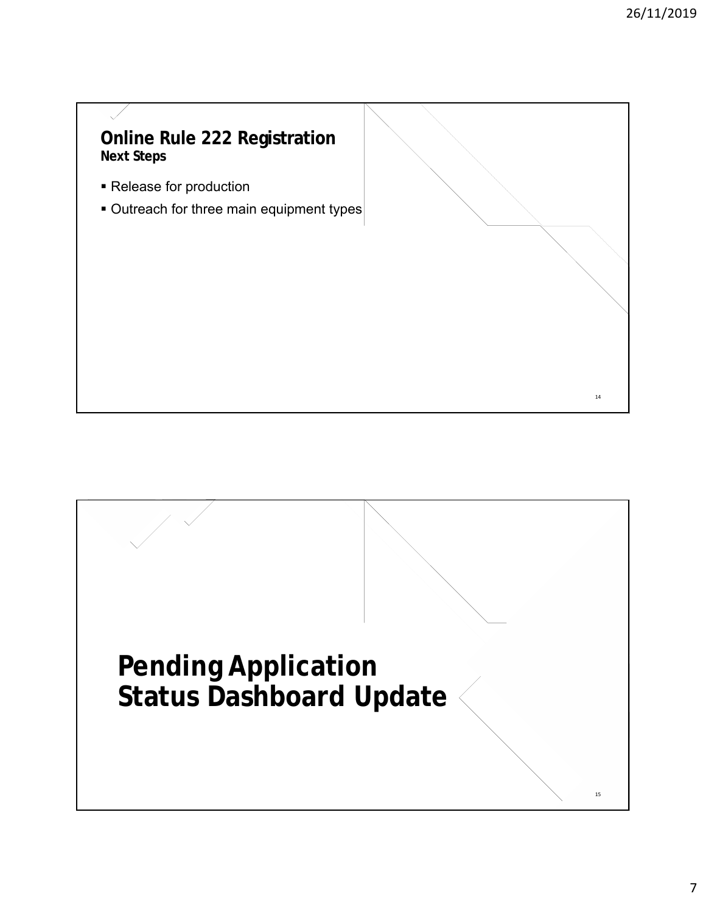## Online Rule 222 Registration

### Next Steps

- Release for production
- Outreach for three main equipment types

# Pending Application Status Dashboard Update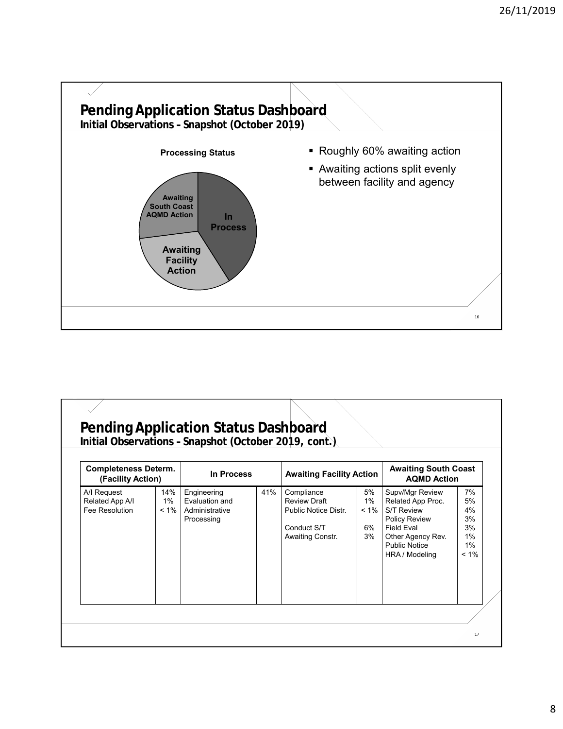## Pending Application Status Dashboard

**Initial Observations – Snapshot (October 2019)**

**Processing Status**

Awaiting South Coast AQMD Action

In Process

Awaiting Facility Action

- Roughly 60% awaiting action
- Awaiting actions split evenly between facility and agency

## Pending Application Status Dashboard

**Initial Observations – Snapshot (October 2019, cont.)**

| Completeness Determ. (Facility Action) | | In Process | | Awaiting Facility Action | | Awaiting South Coast AQMD Action | |
|---|---|---|---|---|---|---|---|
| A/I Request | 14% | Engineering Evaluation and Administrative Processing | 41% | Compliance | 5% | Supv/Mgr Review | 7% |
| Related App A/I | 1% | | | Review Draft | 1% | Related App Proc. | 5% |
| Fee Resolution | < 1% | | | Public Notice Distr. | < 1% | S/T Review | 4% |
| | | | | | | Policy Review | 3% |
| | | | | Conduct S/T | 6% | Field Eval | 3% |
| | | | | Awaiting Constr. | 3% | Other Agency Rev. | 1% |
| | | | | | | Public Notice | 1% |
| | | | | | | HRA / Modeling | < 1% |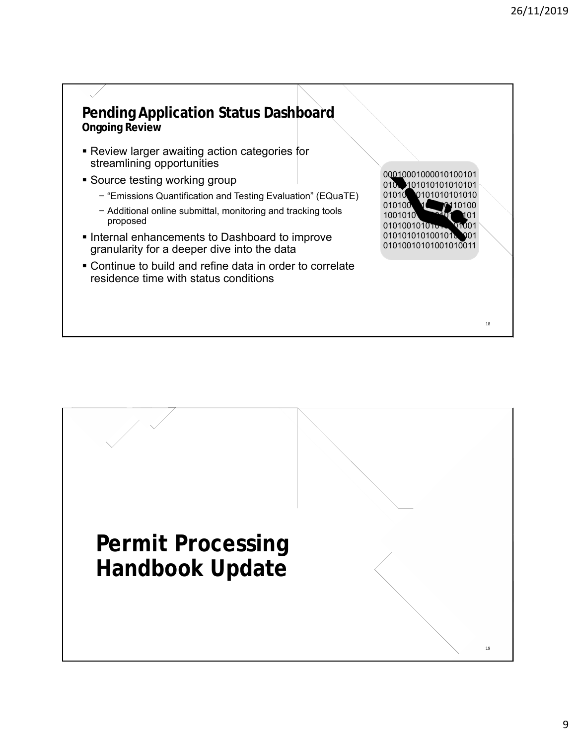## Pending Application Status Dashboard
### Ongoing Review

- Review larger awaiting action categories for streamlining opportunities
- Source testing working group
  - "Emissions Quantification and Testing Evaluation" (EQuaTE)
  - Additional online submittal, monitoring and tracking tools proposed
- Internal enhancements to Dashboard to improve granularity for a deeper dive into the data
- Continue to build and refine data in order to correlate residence time with status conditions

# Permit Processing Handbook Update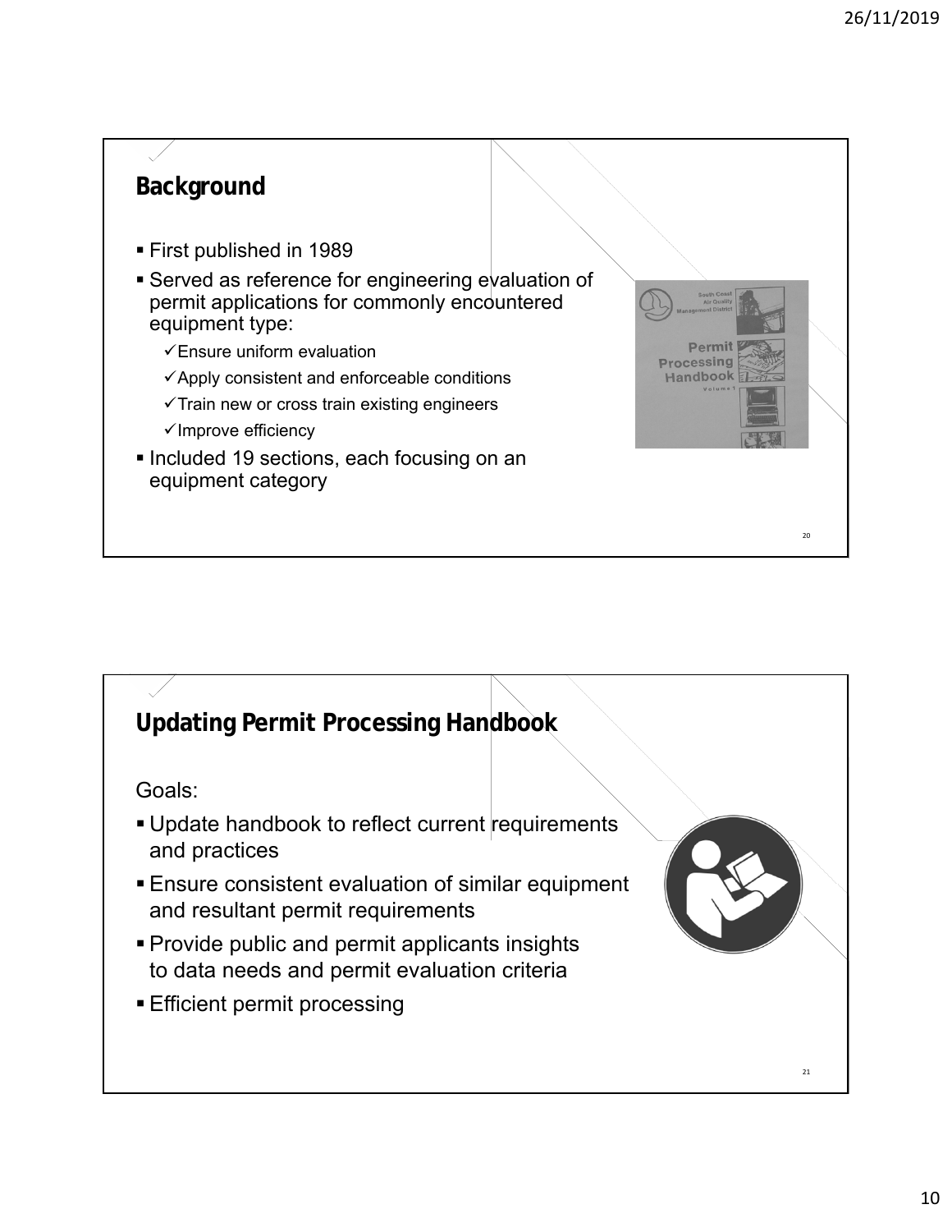## Background

- First published in 1989
- Served as reference for engineering evaluation of permit applications for commonly encountered equipment type:
  - ✓Ensure uniform evaluation
  - ✓Apply consistent and enforceable conditions
  - ✓Train new or cross train existing engineers
  - ✓Improve efficiency
- Included 19 sections, each focusing on an equipment category

## Updating Permit Processing Handbook

Goals:

- Update handbook to reflect current requirements and practices
- Ensure consistent evaluation of similar equipment and resultant permit requirements
- Provide public and permit applicants insights to data needs and permit evaluation criteria
- Efficient permit processing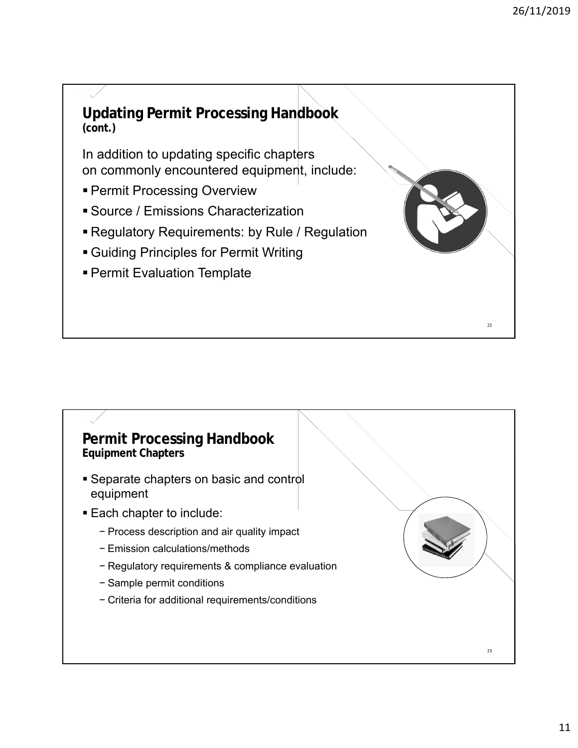## Updating Permit Processing Handbook
**(cont.)**

In addition to updating specific chapters on commonly encountered equipment, include:

- Permit Processing Overview
- Source / Emissions Characterization
- Regulatory Requirements: by Rule / Regulation
- Guiding Principles for Permit Writing
- Permit Evaluation Template

## Permit Processing Handbook
**Equipment Chapters**

- Separate chapters on basic and control equipment
- Each chapter to include:
  - Process description and air quality impact
  - Emission calculations/methods
  - Regulatory requirements & compliance evaluation
  - Sample permit conditions
  - Criteria for additional requirements/conditions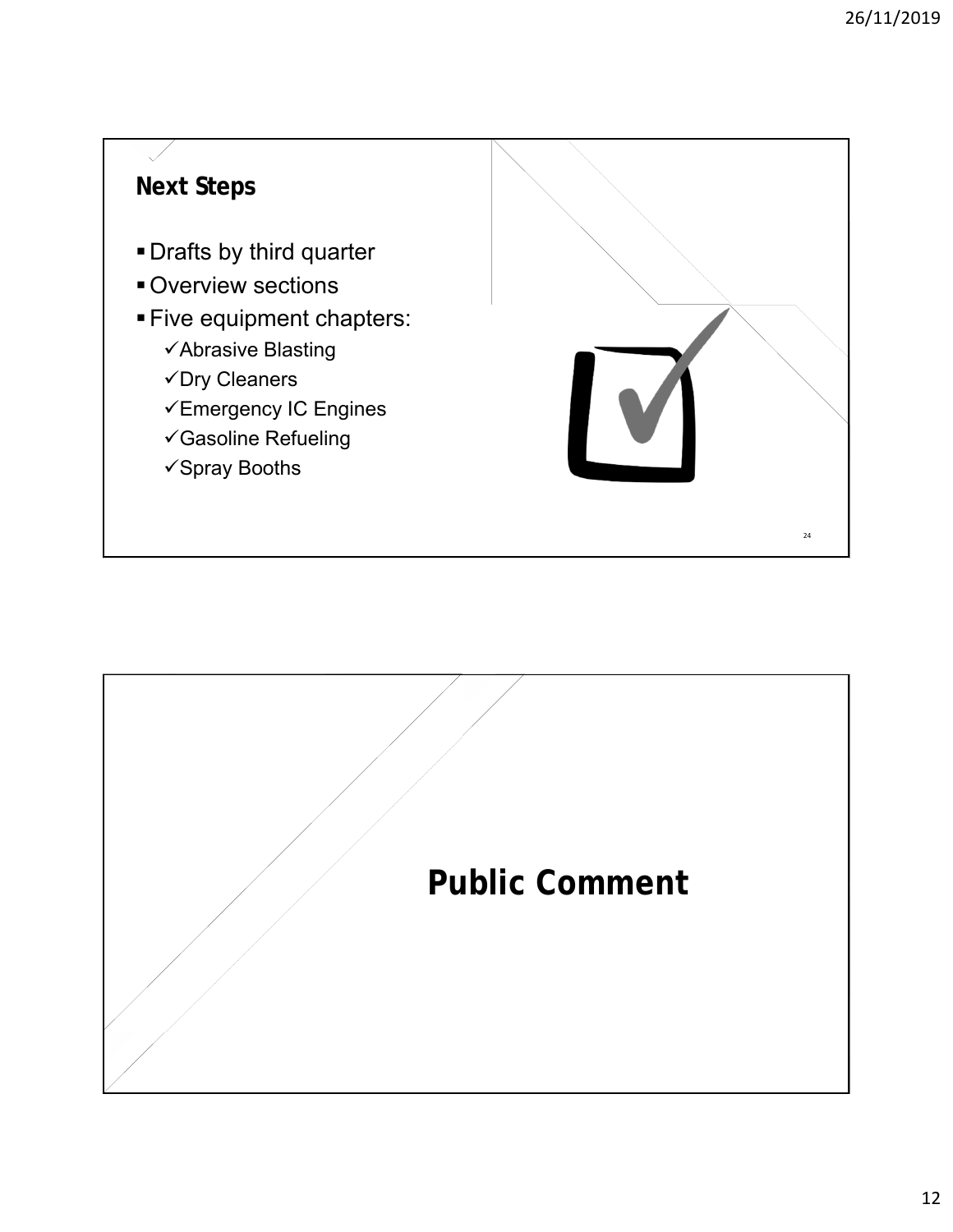## Next Steps

- Drafts by third quarter
- Overview sections
- Five equipment chapters:
  - ✓Abrasive Blasting
  - ✓Dry Cleaners
  - ✓Emergency IC Engines
  - ✓Gasoline Refueling
  - ✓Spray Booths

## Public Comment